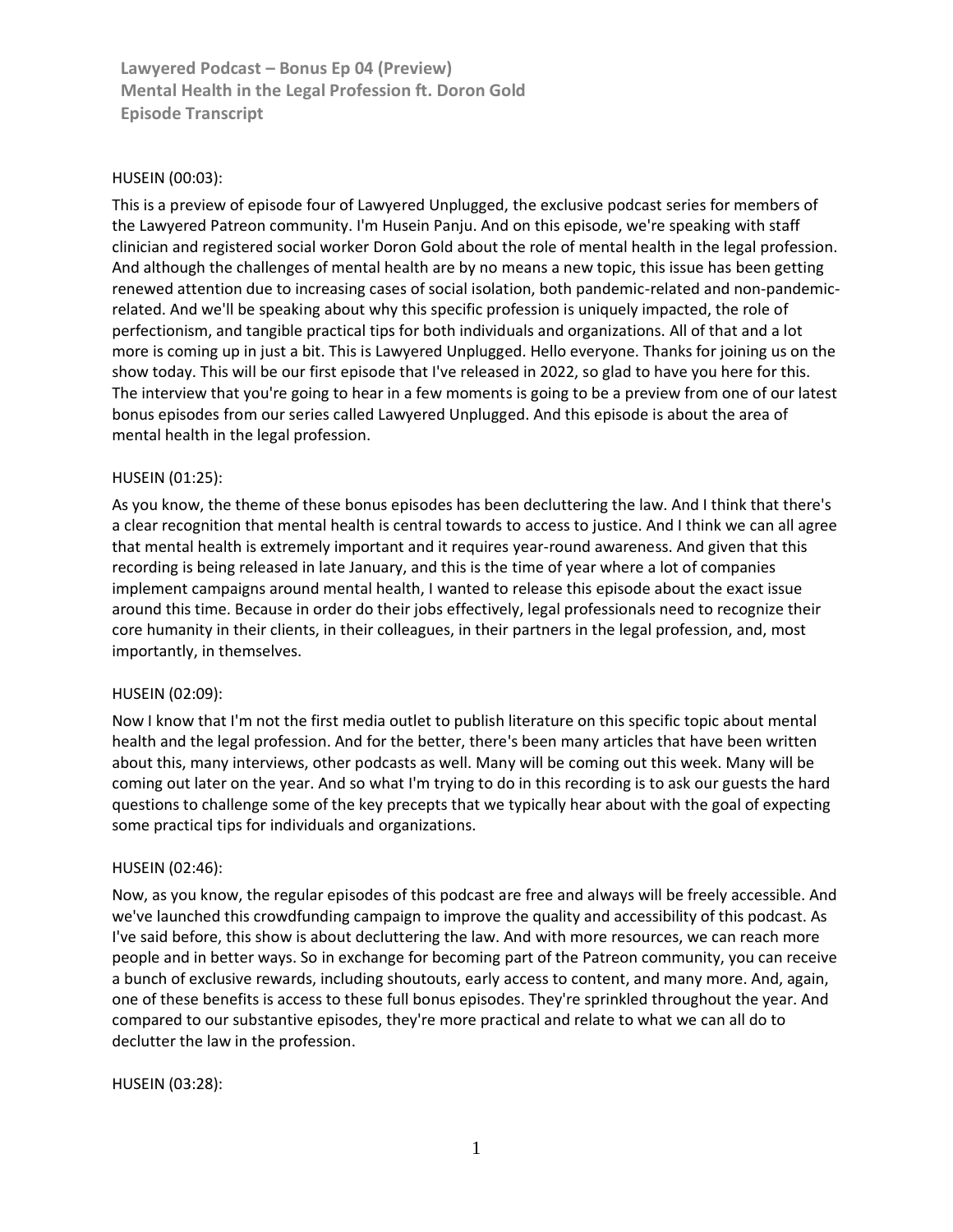# Lawyered Podcast – Bonus Ep 04 (Preview)
## Mental Health in the Legal Profession ft. Doron Gold
## Episode Transcript

HUSEIN (00:03):

This is a preview of episode four of Lawyered Unplugged, the exclusive podcast series for members of the Lawyered Patreon community. I'm Husein Panju. And on this episode, we're speaking with staff clinician and registered social worker Doron Gold about the role of mental health in the legal profession. And although the challenges of mental health are by no means a new topic, this issue has been getting renewed attention due to increasing cases of social isolation, both pandemic-related and non-pandemic-related. And we'll be speaking about why this specific profession is uniquely impacted, the role of perfectionism, and tangible practical tips for both individuals and organizations. All of that and a lot more is coming up in just a bit. This is Lawyered Unplugged. Hello everyone. Thanks for joining us on the show today. This will be our first episode that I've released in 2022, so glad to have you here for this. The interview that you're going to hear in a few moments is going to be a preview from one of our latest bonus episodes from our series called Lawyered Unplugged. And this episode is about the area of mental health in the legal profession.

HUSEIN (01:25):

As you know, the theme of these bonus episodes has been decluttering the law. And I think that there's a clear recognition that mental health is central towards to access to justice. And I think we can all agree that mental health is extremely important and it requires year-round awareness. And given that this recording is being released in late January, and this is the time of year where a lot of companies implement campaigns around mental health, I wanted to release this episode about the exact issue around this time. Because in order do their jobs effectively, legal professionals need to recognize their core humanity in their clients, in their colleagues, in their partners in the legal profession, and, most importantly, in themselves.

HUSEIN (02:09):

Now I know that I'm not the first media outlet to publish literature on this specific topic about mental health and the legal profession. And for the better, there's been many articles that have been written about this, many interviews, other podcasts as well. Many will be coming out this week. Many will be coming out later on the year. And so what I'm trying to do in this recording is to ask our guests the hard questions to challenge some of the key precepts that we typically hear about with the goal of expecting some practical tips for individuals and organizations.

HUSEIN (02:46):

Now, as you know, the regular episodes of this podcast are free and always will be freely accessible. And we've launched this crowdfunding campaign to improve the quality and accessibility of this podcast. As I've said before, this show is about decluttering the law. And with more resources, we can reach more people and in better ways. So in exchange for becoming part of the Patreon community, you can receive a bunch of exclusive rewards, including shoutouts, early access to content, and many more. And, again, one of these benefits is access to these full bonus episodes. They're sprinkled throughout the year. And compared to our substantive episodes, they're more practical and relate to what we can all do to declutter the law in the profession.

HUSEIN (03:28):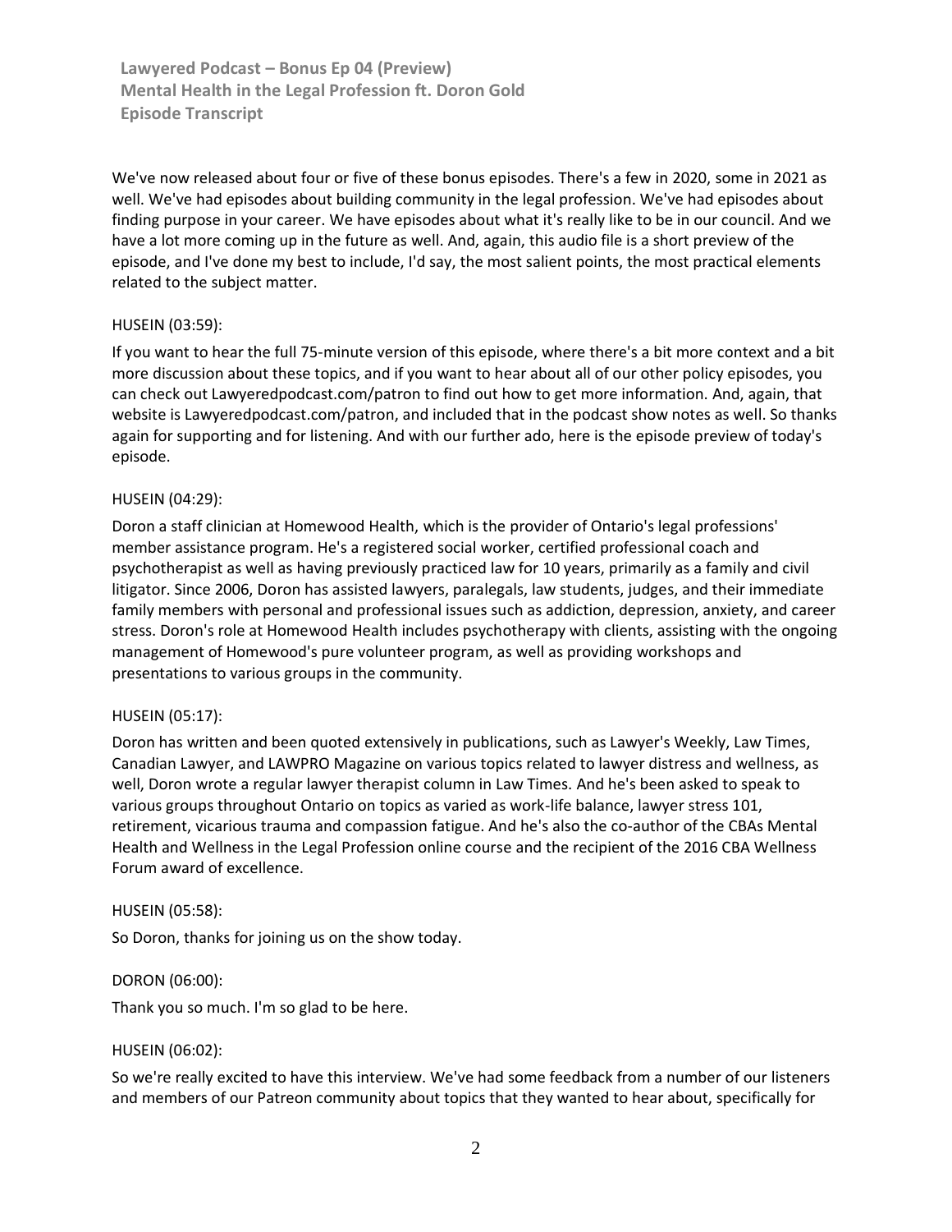We've now released about four or five of these bonus episodes. There's a few in 2020, some in 2021 as well. We've had episodes about building community in the legal profession. We've had episodes about finding purpose in your career. We have episodes about what it's really like to be in our council. And we have a lot more coming up in the future as well. And, again, this audio file is a short preview of the episode, and I've done my best to include, I'd say, the most salient points, the most practical elements related to the subject matter.

HUSEIN (03:59):

If you want to hear the full 75-minute version of this episode, where there's a bit more context and a bit more discussion about these topics, and if you want to hear about all of our other policy episodes, you can check out Lawyeredpodcast.com/patron to find out how to get more information. And, again, that website is Lawyeredpodcast.com/patron, and included that in the podcast show notes as well. So thanks again for supporting and for listening. And with our further ado, here is the episode preview of today's episode.

HUSEIN (04:29):

Doron a staff clinician at Homewood Health, which is the provider of Ontario's legal professions' member assistance program. He's a registered social worker, certified professional coach and psychotherapist as well as having previously practiced law for 10 years, primarily as a family and civil litigator. Since 2006, Doron has assisted lawyers, paralegals, law students, judges, and their immediate family members with personal and professional issues such as addiction, depression, anxiety, and career stress. Doron's role at Homewood Health includes psychotherapy with clients, assisting with the ongoing management of Homewood's pure volunteer program, as well as providing workshops and presentations to various groups in the community.

HUSEIN (05:17):

Doron has written and been quoted extensively in publications, such as Lawyer's Weekly, Law Times, Canadian Lawyer, and LAWPRO Magazine on various topics related to lawyer distress and wellness, as well, Doron wrote a regular lawyer therapist column in Law Times. And he's been asked to speak to various groups throughout Ontario on topics as varied as work-life balance, lawyer stress 101, retirement, vicarious trauma and compassion fatigue. And he's also the co-author of the CBAs Mental Health and Wellness in the Legal Profession online course and the recipient of the 2016 CBA Wellness Forum award of excellence.

HUSEIN (05:58):

So Doron, thanks for joining us on the show today.

DORON (06:00):

Thank you so much. I'm so glad to be here.

HUSEIN (06:02):

So we're really excited to have this interview. We've had some feedback from a number of our listeners and members of our Patreon community about topics that they wanted to hear about, specifically for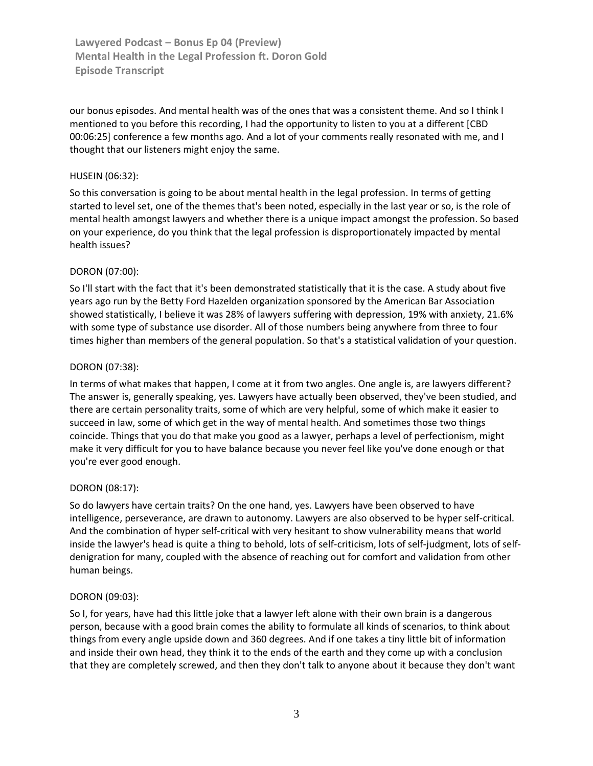our bonus episodes. And mental health was of the ones that was a consistent theme. And so I think I mentioned to you before this recording, I had the opportunity to listen to you at a different [CBD 00:06:25] conference a few months ago. And a lot of your comments really resonated with me, and I thought that our listeners might enjoy the same.

HUSEIN (06:32):

So this conversation is going to be about mental health in the legal profession. In terms of getting started to level set, one of the themes that's been noted, especially in the last year or so, is the role of mental health amongst lawyers and whether there is a unique impact amongst the profession. So based on your experience, do you think that the legal profession is disproportionately impacted by mental health issues?

DORON (07:00):

So I'll start with the fact that it's been demonstrated statistically that it is the case. A study about five years ago run by the Betty Ford Hazelden organization sponsored by the American Bar Association showed statistically, I believe it was 28% of lawyers suffering with depression, 19% with anxiety, 21.6% with some type of substance use disorder. All of those numbers being anywhere from three to four times higher than members of the general population. So that's a statistical validation of your question.

DORON (07:38):

In terms of what makes that happen, I come at it from two angles. One angle is, are lawyers different? The answer is, generally speaking, yes. Lawyers have actually been observed, they've been studied, and there are certain personality traits, some of which are very helpful, some of which make it easier to succeed in law, some of which get in the way of mental health. And sometimes those two things coincide. Things that you do that make you good as a lawyer, perhaps a level of perfectionism, might make it very difficult for you to have balance because you never feel like you've done enough or that you're ever good enough.

DORON (08:17):

So do lawyers have certain traits? On the one hand, yes. Lawyers have been observed to have intelligence, perseverance, are drawn to autonomy. Lawyers are also observed to be hyper self-critical. And the combination of hyper self-critical with very hesitant to show vulnerability means that world inside the lawyer's head is quite a thing to behold, lots of self-criticism, lots of self-judgment, lots of self-denigration for many, coupled with the absence of reaching out for comfort and validation from other human beings.

DORON (09:03):

So I, for years, have had this little joke that a lawyer left alone with their own brain is a dangerous person, because with a good brain comes the ability to formulate all kinds of scenarios, to think about things from every angle upside down and 360 degrees. And if one takes a tiny little bit of information and inside their own head, they think it to the ends of the earth and they come up with a conclusion that they are completely screwed, and then they don't talk to anyone about it because they don't want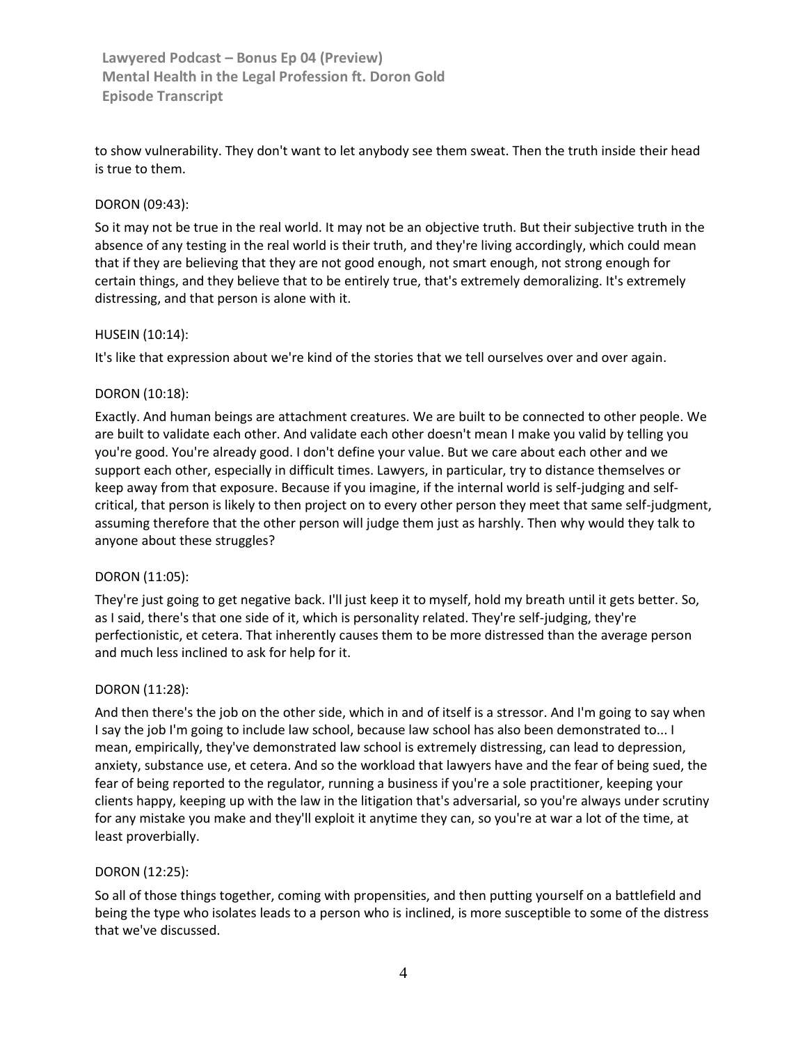to show vulnerability. They don't want to let anybody see them sweat. Then the truth inside their head is true to them.

DORON (09:43):

So it may not be true in the real world. It may not be an objective truth. But their subjective truth in the absence of any testing in the real world is their truth, and they're living accordingly, which could mean that if they are believing that they are not good enough, not smart enough, not strong enough for certain things, and they believe that to be entirely true, that's extremely demoralizing. It's extremely distressing, and that person is alone with it.

HUSEIN (10:14):

It's like that expression about we're kind of the stories that we tell ourselves over and over again.

DORON (10:18):

Exactly. And human beings are attachment creatures. We are built to be connected to other people. We are built to validate each other. And validate each other doesn't mean I make you valid by telling you you're good. You're already good. I don't define your value. But we care about each other and we support each other, especially in difficult times. Lawyers, in particular, try to distance themselves or keep away from that exposure. Because if you imagine, if the internal world is self-judging and self-critical, that person is likely to then project on to every other person they meet that same self-judgment, assuming therefore that the other person will judge them just as harshly. Then why would they talk to anyone about these struggles?

DORON (11:05):

They're just going to get negative back. I'll just keep it to myself, hold my breath until it gets better. So, as I said, there's that one side of it, which is personality related. They're self-judging, they're perfectionistic, et cetera. That inherently causes them to be more distressed than the average person and much less inclined to ask for help for it.

DORON (11:28):

And then there's the job on the other side, which in and of itself is a stressor. And I'm going to say when I say the job I'm going to include law school, because law school has also been demonstrated to... I mean, empirically, they've demonstrated law school is extremely distressing, can lead to depression, anxiety, substance use, et cetera. And so the workload that lawyers have and the fear of being sued, the fear of being reported to the regulator, running a business if you're a sole practitioner, keeping your clients happy, keeping up with the law in the litigation that's adversarial, so you're always under scrutiny for any mistake you make and they'll exploit it anytime they can, so you're at war a lot of the time, at least proverbially.

DORON (12:25):

So all of those things together, coming with propensities, and then putting yourself on a battlefield and being the type who isolates leads to a person who is inclined, is more susceptible to some of the distress that we've discussed.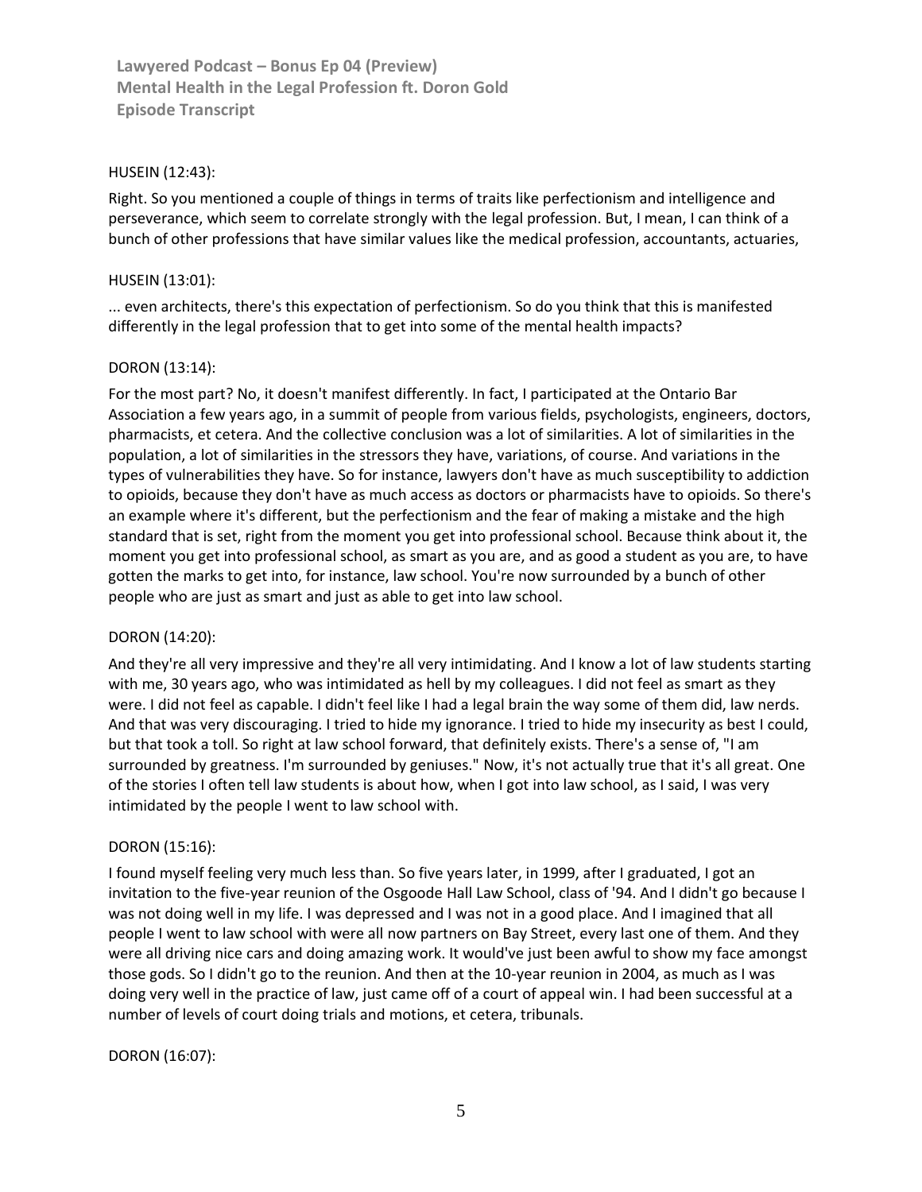HUSEIN (12:43):

Right. So you mentioned a couple of things in terms of traits like perfectionism and intelligence and perseverance, which seem to correlate strongly with the legal profession. But, I mean, I can think of a bunch of other professions that have similar values like the medical profession, accountants, actuaries,

HUSEIN (13:01):

... even architects, there's this expectation of perfectionism. So do you think that this is manifested differently in the legal profession that to get into some of the mental health impacts?

DORON (13:14):

For the most part? No, it doesn't manifest differently. In fact, I participated at the Ontario Bar Association a few years ago, in a summit of people from various fields, psychologists, engineers, doctors, pharmacists, et cetera. And the collective conclusion was a lot of similarities. A lot of similarities in the population, a lot of similarities in the stressors they have, variations, of course. And variations in the types of vulnerabilities they have. So for instance, lawyers don't have as much susceptibility to addiction to opioids, because they don't have as much access as doctors or pharmacists have to opioids. So there's an example where it's different, but the perfectionism and the fear of making a mistake and the high standard that is set, right from the moment you get into professional school. Because think about it, the moment you get into professional school, as smart as you are, and as good a student as you are, to have gotten the marks to get into, for instance, law school. You're now surrounded by a bunch of other people who are just as smart and just as able to get into law school.

DORON (14:20):

And they're all very impressive and they're all very intimidating. And I know a lot of law students starting with me, 30 years ago, who was intimidated as hell by my colleagues. I did not feel as smart as they were. I did not feel as capable. I didn't feel like I had a legal brain the way some of them did, law nerds. And that was very discouraging. I tried to hide my ignorance. I tried to hide my insecurity as best I could, but that took a toll. So right at law school forward, that definitely exists. There's a sense of, "I am surrounded by greatness. I'm surrounded by geniuses." Now, it's not actually true that it's all great. One of the stories I often tell law students is about how, when I got into law school, as I said, I was very intimidated by the people I went to law school with.

DORON (15:16):

I found myself feeling very much less than. So five years later, in 1999, after I graduated, I got an invitation to the five-year reunion of the Osgoode Hall Law School, class of '94. And I didn't go because I was not doing well in my life. I was depressed and I was not in a good place. And I imagined that all people I went to law school with were all now partners on Bay Street, every last one of them. And they were all driving nice cars and doing amazing work. It would've just been awful to show my face amongst those gods. So I didn't go to the reunion. And then at the 10-year reunion in 2004, as much as I was doing very well in the practice of law, just came off of a court of appeal win. I had been successful at a number of levels of court doing trials and motions, et cetera, tribunals.

DORON (16:07):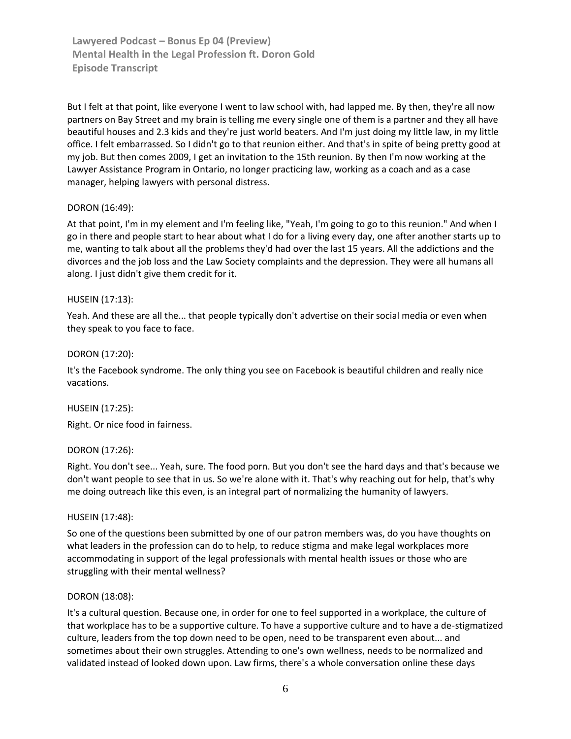But I felt at that point, like everyone I went to law school with, had lapped me. By then, they're all now partners on Bay Street and my brain is telling me every single one of them is a partner and they all have beautiful houses and 2.3 kids and they're just world beaters. And I'm just doing my little law, in my little office. I felt embarrassed. So I didn't go to that reunion either. And that's in spite of being pretty good at my job. But then comes 2009, I get an invitation to the 15th reunion. By then I'm now working at the Lawyer Assistance Program in Ontario, no longer practicing law, working as a coach and as a case manager, helping lawyers with personal distress.

DORON (16:49):

At that point, I'm in my element and I'm feeling like, "Yeah, I'm going to go to this reunion." And when I go in there and people start to hear about what I do for a living every day, one after another starts up to me, wanting to talk about all the problems they'd had over the last 15 years. All the addictions and the divorces and the job loss and the Law Society complaints and the depression. They were all humans all along. I just didn't give them credit for it.

HUSEIN (17:13):

Yeah. And these are all the... that people typically don't advertise on their social media or even when they speak to you face to face.

DORON (17:20):

It's the Facebook syndrome. The only thing you see on Facebook is beautiful children and really nice vacations.

HUSEIN (17:25):

Right. Or nice food in fairness.

DORON (17:26):

Right. You don't see... Yeah, sure. The food porn. But you don't see the hard days and that's because we don't want people to see that in us. So we're alone with it. That's why reaching out for help, that's why me doing outreach like this even, is an integral part of normalizing the humanity of lawyers.

HUSEIN (17:48):

So one of the questions been submitted by one of our patron members was, do you have thoughts on what leaders in the profession can do to help, to reduce stigma and make legal workplaces more accommodating in support of the legal professionals with mental health issues or those who are struggling with their mental wellness?

DORON (18:08):

It's a cultural question. Because one, in order for one to feel supported in a workplace, the culture of that workplace has to be a supportive culture. To have a supportive culture and to have a de-stigmatized culture, leaders from the top down need to be open, need to be transparent even about... and sometimes about their own struggles. Attending to one's own wellness, needs to be normalized and validated instead of looked down upon. Law firms, there's a whole conversation online these days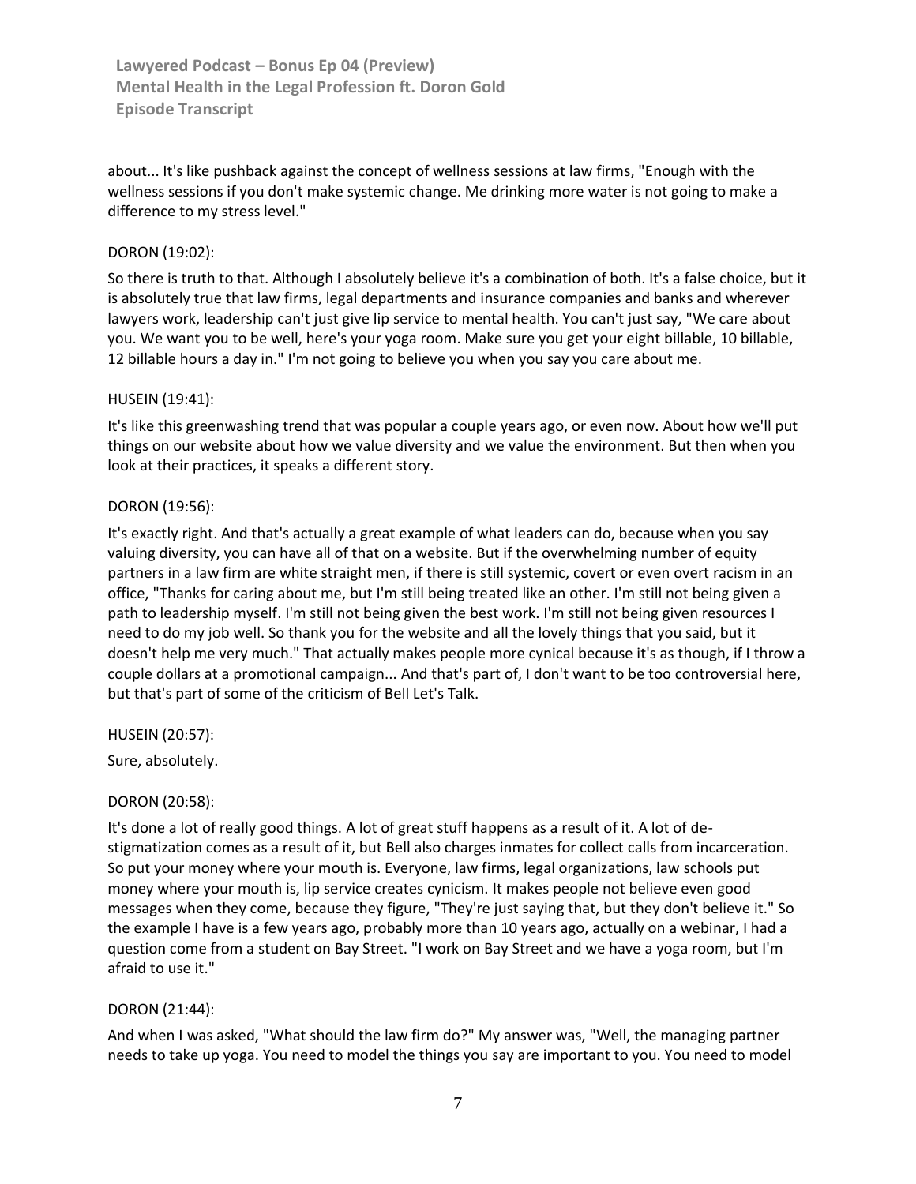about... It's like pushback against the concept of wellness sessions at law firms, "Enough with the wellness sessions if you don't make systemic change. Me drinking more water is not going to make a difference to my stress level."

DORON (19:02):

So there is truth to that. Although I absolutely believe it's a combination of both. It's a false choice, but it is absolutely true that law firms, legal departments and insurance companies and banks and wherever lawyers work, leadership can't just give lip service to mental health. You can't just say, "We care about you. We want you to be well, here's your yoga room. Make sure you get your eight billable, 10 billable, 12 billable hours a day in." I'm not going to believe you when you say you care about me.

HUSEIN (19:41):

It's like this greenwashing trend that was popular a couple years ago, or even now. About how we'll put things on our website about how we value diversity and we value the environment. But then when you look at their practices, it speaks a different story.

DORON (19:56):

It's exactly right. And that's actually a great example of what leaders can do, because when you say valuing diversity, you can have all of that on a website. But if the overwhelming number of equity partners in a law firm are white straight men, if there is still systemic, covert or even overt racism in an office, "Thanks for caring about me, but I'm still being treated like an other. I'm still not being given a path to leadership myself. I'm still not being given the best work. I'm still not being given resources I need to do my job well. So thank you for the website and all the lovely things that you said, but it doesn't help me very much." That actually makes people more cynical because it's as though, if I throw a couple dollars at a promotional campaign... And that's part of, I don't want to be too controversial here, but that's part of some of the criticism of Bell Let's Talk.

HUSEIN (20:57):

Sure, absolutely.

DORON (20:58):

It's done a lot of really good things. A lot of great stuff happens as a result of it. A lot of de-stigmatization comes as a result of it, but Bell also charges inmates for collect calls from incarceration. So put your money where your mouth is. Everyone, law firms, legal organizations, law schools put money where your mouth is, lip service creates cynicism. It makes people not believe even good messages when they come, because they figure, "They're just saying that, but they don't believe it." So the example I have is a few years ago, probably more than 10 years ago, actually on a webinar, I had a question come from a student on Bay Street. "I work on Bay Street and we have a yoga room, but I'm afraid to use it."

DORON (21:44):

And when I was asked, "What should the law firm do?" My answer was, "Well, the managing partner needs to take up yoga. You need to model the things you say are important to you. You need to model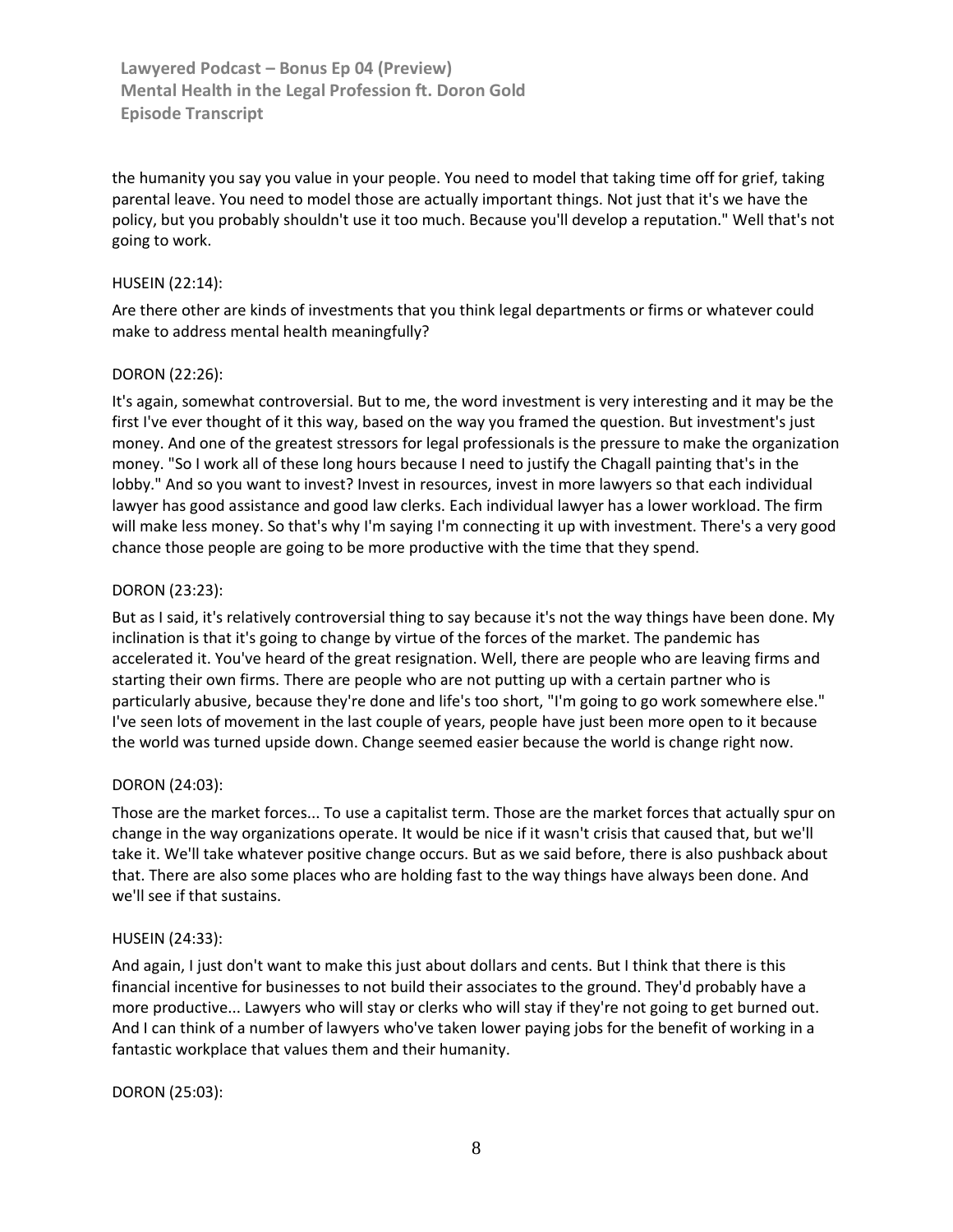the humanity you say you value in your people. You need to model that taking time off for grief, taking parental leave. You need to model those are actually important things. Not just that it's we have the policy, but you probably shouldn't use it too much. Because you'll develop a reputation." Well that's not going to work.

HUSEIN (22:14):

Are there other are kinds of investments that you think legal departments or firms or whatever could make to address mental health meaningfully?

DORON (22:26):

It's again, somewhat controversial. But to me, the word investment is very interesting and it may be the first I've ever thought of it this way, based on the way you framed the question. But investment's just money. And one of the greatest stressors for legal professionals is the pressure to make the organization money. "So I work all of these long hours because I need to justify the Chagall painting that's in the lobby." And so you want to invest? Invest in resources, invest in more lawyers so that each individual lawyer has good assistance and good law clerks. Each individual lawyer has a lower workload. The firm will make less money. So that's why I'm saying I'm connecting it up with investment. There's a very good chance those people are going to be more productive with the time that they spend.

DORON (23:23):

But as I said, it's relatively controversial thing to say because it's not the way things have been done. My inclination is that it's going to change by virtue of the forces of the market. The pandemic has accelerated it. You've heard of the great resignation. Well, there are people who are leaving firms and starting their own firms. There are people who are not putting up with a certain partner who is particularly abusive, because they're done and life's too short, "I'm going to go work somewhere else." I've seen lots of movement in the last couple of years, people have just been more open to it because the world was turned upside down. Change seemed easier because the world is change right now.

DORON (24:03):

Those are the market forces... To use a capitalist term. Those are the market forces that actually spur on change in the way organizations operate. It would be nice if it wasn't crisis that caused that, but we'll take it. We'll take whatever positive change occurs. But as we said before, there is also pushback about that. There are also some places who are holding fast to the way things have always been done. And we'll see if that sustains.

HUSEIN (24:33):

And again, I just don't want to make this just about dollars and cents. But I think that there is this financial incentive for businesses to not build their associates to the ground. They'd probably have a more productive... Lawyers who will stay or clerks who will stay if they're not going to get burned out. And I can think of a number of lawyers who've taken lower paying jobs for the benefit of working in a fantastic workplace that values them and their humanity.

DORON (25:03):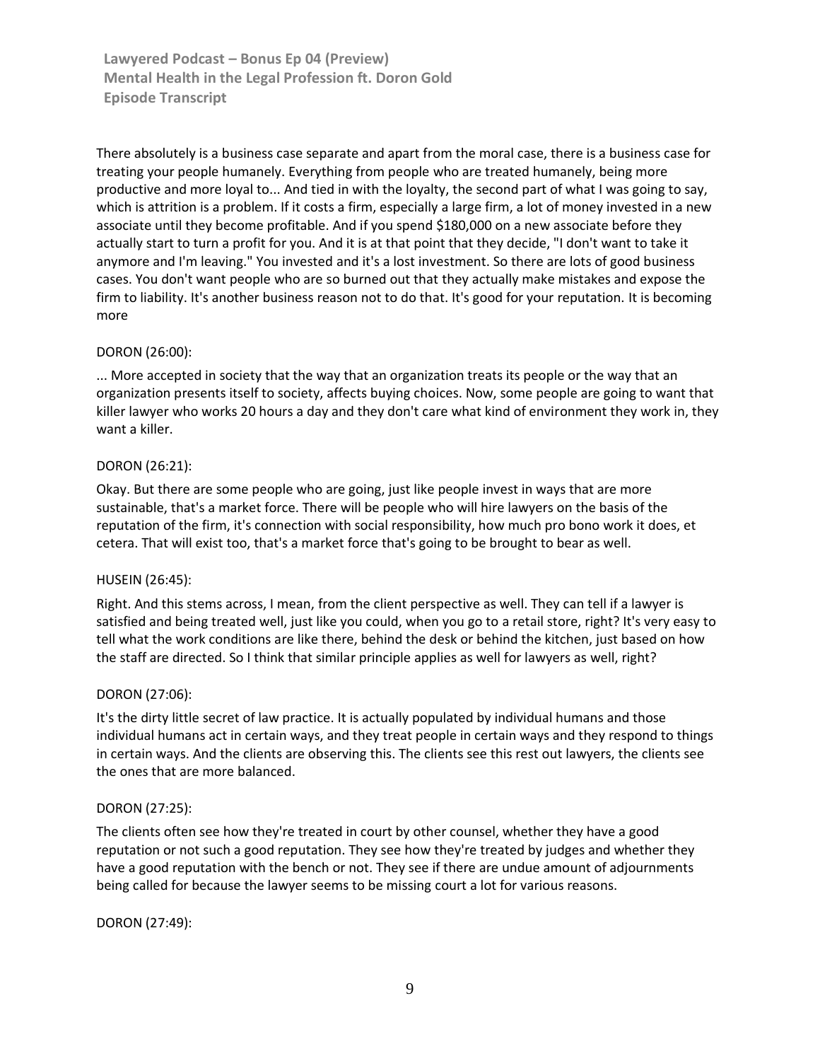There absolutely is a business case separate and apart from the moral case, there is a business case for treating your people humanely. Everything from people who are treated humanely, being more productive and more loyal to... And tied in with the loyalty, the second part of what I was going to say, which is attrition is a problem. If it costs a firm, especially a large firm, a lot of money invested in a new associate until they become profitable. And if you spend $180,000 on a new associate before they actually start to turn a profit for you. And it is at that point that they decide, "I don't want to take it anymore and I'm leaving." You invested and it's a lost investment. So there are lots of good business cases. You don't want people who are so burned out that they actually make mistakes and expose the firm to liability. It's another business reason not to do that. It's good for your reputation. It is becoming more

DORON (26:00):

... More accepted in society that the way that an organization treats its people or the way that an organization presents itself to society, affects buying choices. Now, some people are going to want that killer lawyer who works 20 hours a day and they don't care what kind of environment they work in, they want a killer.

DORON (26:21):

Okay. But there are some people who are going, just like people invest in ways that are more sustainable, that's a market force. There will be people who will hire lawyers on the basis of the reputation of the firm, it's connection with social responsibility, how much pro bono work it does, et cetera. That will exist too, that's a market force that's going to be brought to bear as well.

HUSEIN (26:45):

Right. And this stems across, I mean, from the client perspective as well. They can tell if a lawyer is satisfied and being treated well, just like you could, when you go to a retail store, right? It's very easy to tell what the work conditions are like there, behind the desk or behind the kitchen, just based on how the staff are directed. So I think that similar principle applies as well for lawyers as well, right?

DORON (27:06):

It's the dirty little secret of law practice. It is actually populated by individual humans and those individual humans act in certain ways, and they treat people in certain ways and they respond to things in certain ways. And the clients are observing this. The clients see this rest out lawyers, the clients see the ones that are more balanced.

DORON (27:25):

The clients often see how they're treated in court by other counsel, whether they have a good reputation or not such a good reputation. They see how they're treated by judges and whether they have a good reputation with the bench or not. They see if there are undue amount of adjournments being called for because the lawyer seems to be missing court a lot for various reasons.

DORON (27:49):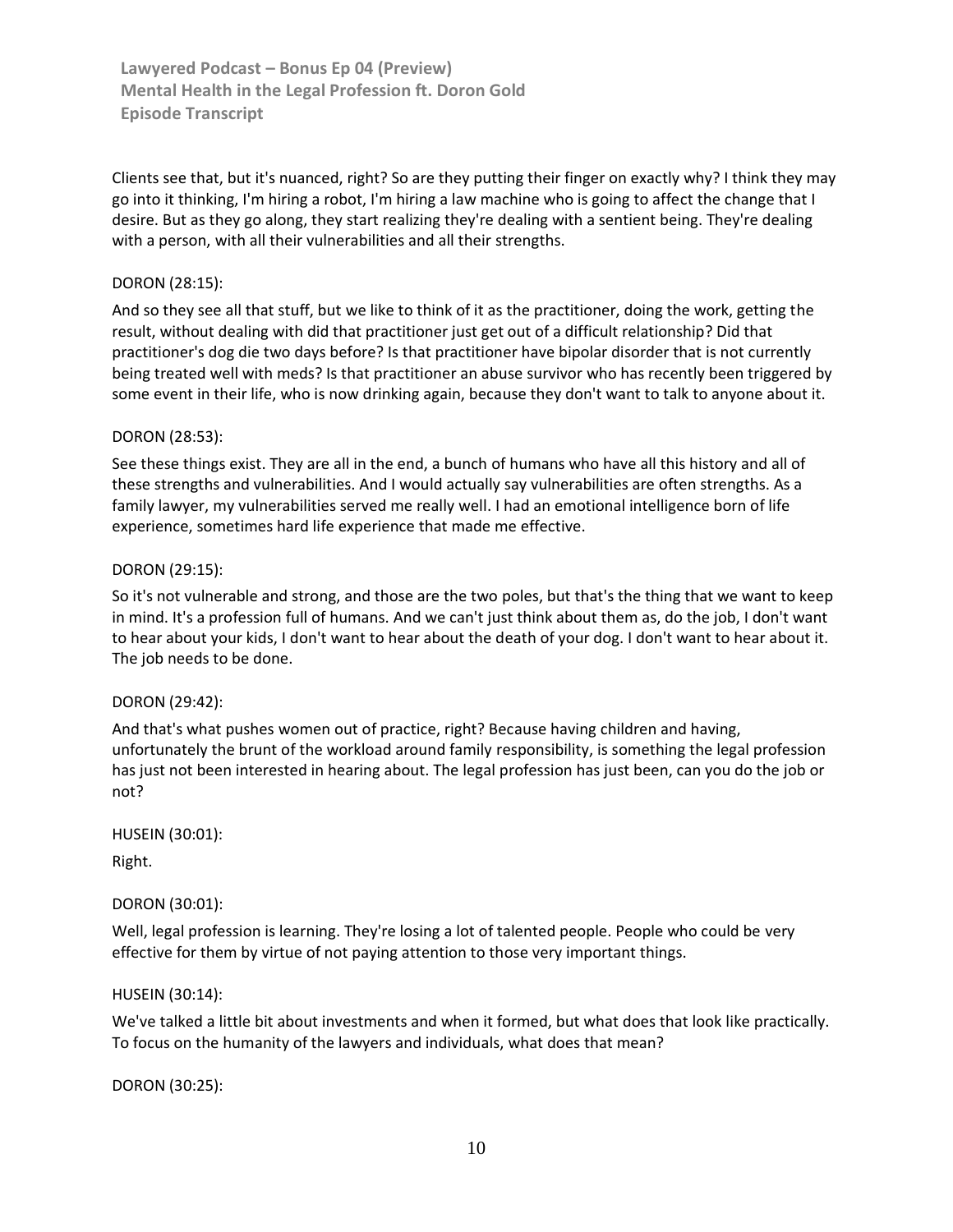Clients see that, but it's nuanced, right? So are they putting their finger on exactly why? I think they may go into it thinking, I'm hiring a robot, I'm hiring a law machine who is going to affect the change that I desire. But as they go along, they start realizing they're dealing with a sentient being. They're dealing with a person, with all their vulnerabilities and all their strengths.

DORON (28:15):

And so they see all that stuff, but we like to think of it as the practitioner, doing the work, getting the result, without dealing with did that practitioner just get out of a difficult relationship? Did that practitioner's dog die two days before? Is that practitioner have bipolar disorder that is not currently being treated well with meds? Is that practitioner an abuse survivor who has recently been triggered by some event in their life, who is now drinking again, because they don't want to talk to anyone about it.

DORON (28:53):

See these things exist. They are all in the end, a bunch of humans who have all this history and all of these strengths and vulnerabilities. And I would actually say vulnerabilities are often strengths. As a family lawyer, my vulnerabilities served me really well. I had an emotional intelligence born of life experience, sometimes hard life experience that made me effective.

DORON (29:15):

So it's not vulnerable and strong, and those are the two poles, but that's the thing that we want to keep in mind. It's a profession full of humans. And we can't just think about them as, do the job, I don't want to hear about your kids, I don't want to hear about the death of your dog. I don't want to hear about it. The job needs to be done.

DORON (29:42):

And that's what pushes women out of practice, right? Because having children and having, unfortunately the brunt of the workload around family responsibility, is something the legal profession has just not been interested in hearing about. The legal profession has just been, can you do the job or not?

HUSEIN (30:01):

Right.

DORON (30:01):

Well, legal profession is learning. They're losing a lot of talented people. People who could be very effective for them by virtue of not paying attention to those very important things.

HUSEIN (30:14):

We've talked a little bit about investments and when it formed, but what does that look like practically. To focus on the humanity of the lawyers and individuals, what does that mean?

DORON (30:25):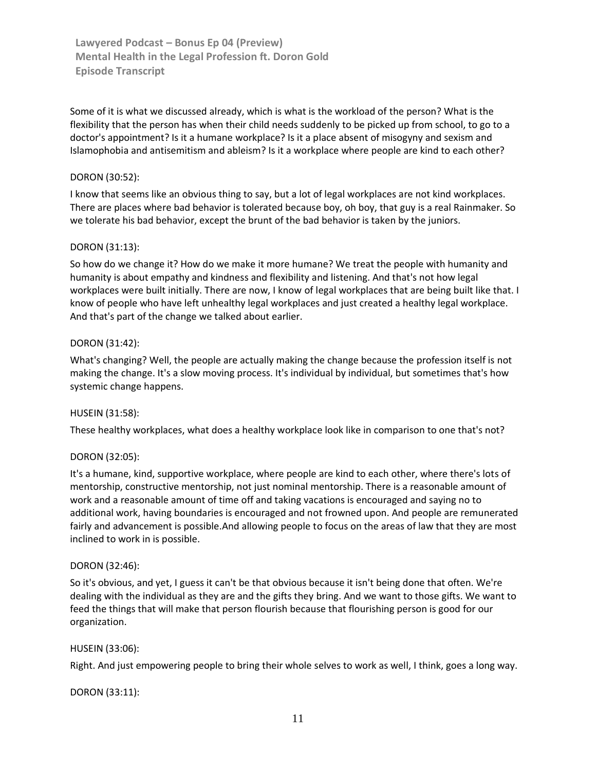Some of it is what we discussed already, which is what is the workload of the person? What is the flexibility that the person has when their child needs suddenly to be picked up from school, to go to a doctor's appointment? Is it a humane workplace? Is it a place absent of misogyny and sexism and Islamophobia and antisemitism and ableism? Is it a workplace where people are kind to each other?

DORON (30:52):

I know that seems like an obvious thing to say, but a lot of legal workplaces are not kind workplaces. There are places where bad behavior is tolerated because boy, oh boy, that guy is a real Rainmaker. So we tolerate his bad behavior, except the brunt of the bad behavior is taken by the juniors.

DORON (31:13):

So how do we change it? How do we make it more humane? We treat the people with humanity and humanity is about empathy and kindness and flexibility and listening. And that's not how legal workplaces were built initially. There are now, I know of legal workplaces that are being built like that. I know of people who have left unhealthy legal workplaces and just created a healthy legal workplace. And that's part of the change we talked about earlier.

DORON (31:42):

What's changing? Well, the people are actually making the change because the profession itself is not making the change. It's a slow moving process. It's individual by individual, but sometimes that's how systemic change happens.

HUSEIN (31:58):

These healthy workplaces, what does a healthy workplace look like in comparison to one that's not?

DORON (32:05):

It's a humane, kind, supportive workplace, where people are kind to each other, where there's lots of mentorship, constructive mentorship, not just nominal mentorship. There is a reasonable amount of work and a reasonable amount of time off and taking vacations is encouraged and saying no to additional work, having boundaries is encouraged and not frowned upon. And people are remunerated fairly and advancement is possible.And allowing people to focus on the areas of law that they are most inclined to work in is possible.

DORON (32:46):

So it's obvious, and yet, I guess it can't be that obvious because it isn't being done that often. We're dealing with the individual as they are and the gifts they bring. And we want to those gifts. We want to feed the things that will make that person flourish because that flourishing person is good for our organization.

HUSEIN (33:06):

Right. And just empowering people to bring their whole selves to work as well, I think, goes a long way.

DORON (33:11):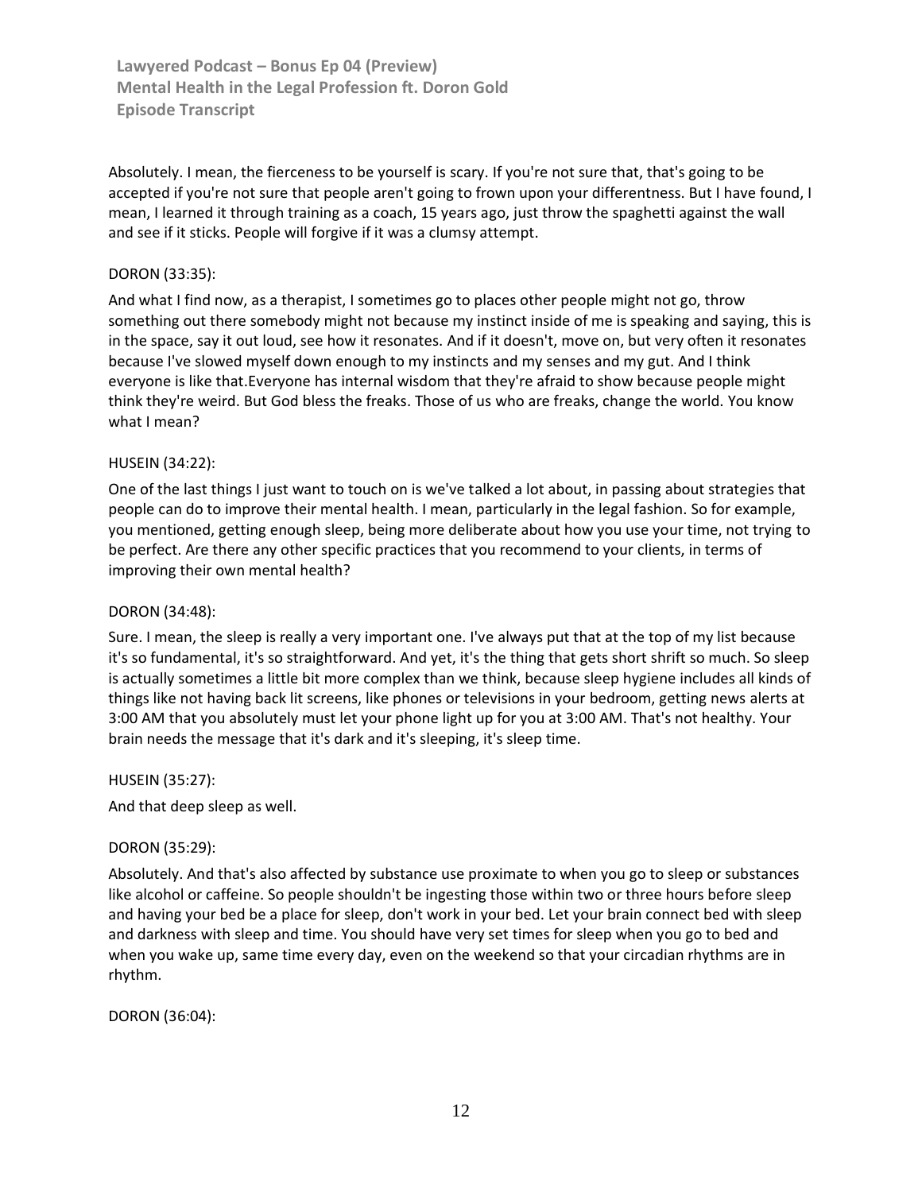Absolutely. I mean, the fierceness to be yourself is scary. If you're not sure that, that's going to be accepted if you're not sure that people aren't going to frown upon your differentness. But I have found, I mean, I learned it through training as a coach, 15 years ago, just throw the spaghetti against the wall and see if it sticks. People will forgive if it was a clumsy attempt.

DORON (33:35):

And what I find now, as a therapist, I sometimes go to places other people might not go, throw something out there somebody might not because my instinct inside of me is speaking and saying, this is in the space, say it out loud, see how it resonates. And if it doesn't, move on, but very often it resonates because I've slowed myself down enough to my instincts and my senses and my gut. And I think everyone is like that.Everyone has internal wisdom that they're afraid to show because people might think they're weird. But God bless the freaks. Those of us who are freaks, change the world. You know what I mean?

HUSEIN (34:22):

One of the last things I just want to touch on is we've talked a lot about, in passing about strategies that people can do to improve their mental health. I mean, particularly in the legal fashion. So for example, you mentioned, getting enough sleep, being more deliberate about how you use your time, not trying to be perfect. Are there any other specific practices that you recommend to your clients, in terms of improving their own mental health?

DORON (34:48):

Sure. I mean, the sleep is really a very important one. I've always put that at the top of my list because it's so fundamental, it's so straightforward. And yet, it's the thing that gets short shrift so much. So sleep is actually sometimes a little bit more complex than we think, because sleep hygiene includes all kinds of things like not having back lit screens, like phones or televisions in your bedroom, getting news alerts at 3:00 AM that you absolutely must let your phone light up for you at 3:00 AM. That's not healthy. Your brain needs the message that it's dark and it's sleeping, it's sleep time.

HUSEIN (35:27):

And that deep sleep as well.

DORON (35:29):

Absolutely. And that's also affected by substance use proximate to when you go to sleep or substances like alcohol or caffeine. So people shouldn't be ingesting those within two or three hours before sleep and having your bed be a place for sleep, don't work in your bed. Let your brain connect bed with sleep and darkness with sleep and time. You should have very set times for sleep when you go to bed and when you wake up, same time every day, even on the weekend so that your circadian rhythms are in rhythm.

DORON (36:04):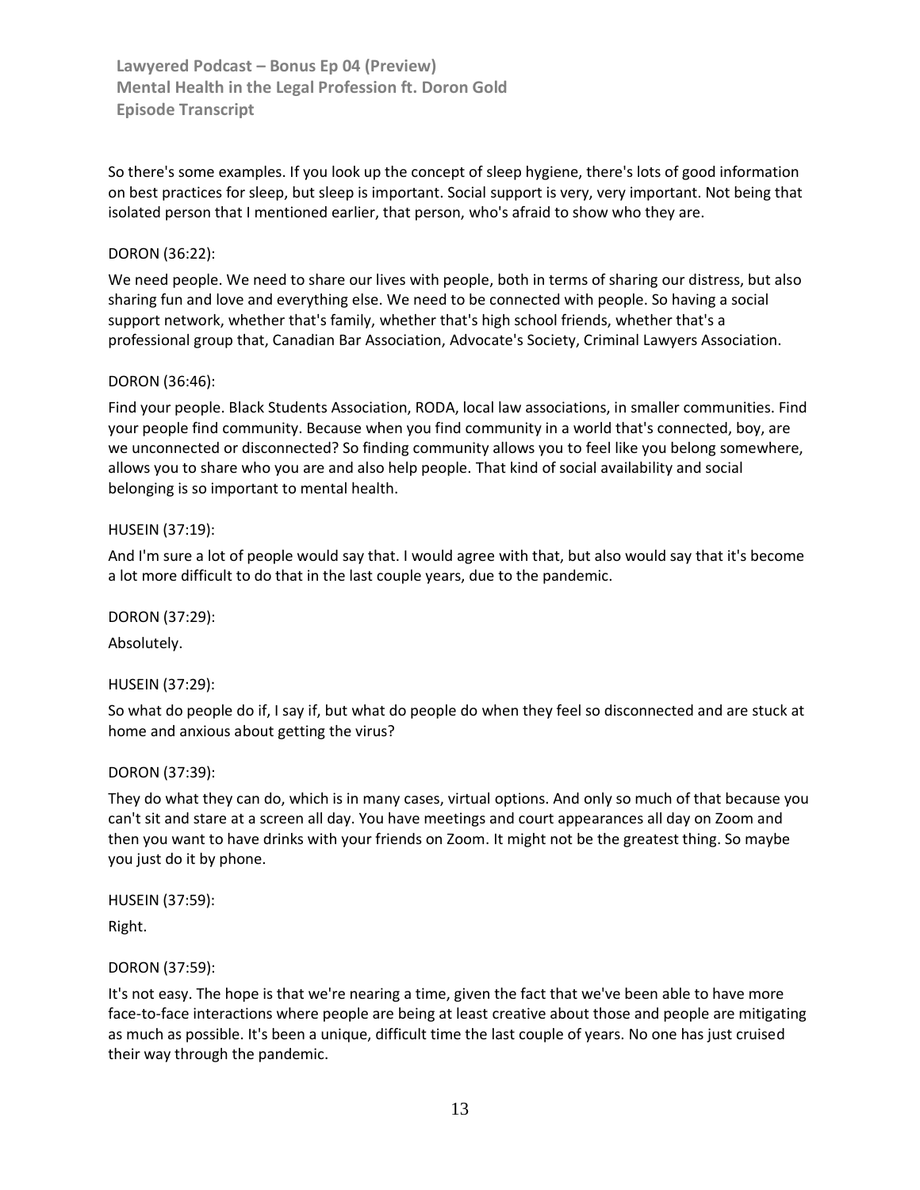So there's some examples. If you look up the concept of sleep hygiene, there's lots of good information on best practices for sleep, but sleep is important. Social support is very, very important. Not being that isolated person that I mentioned earlier, that person, who's afraid to show who they are.

DORON (36:22):

We need people. We need to share our lives with people, both in terms of sharing our distress, but also sharing fun and love and everything else. We need to be connected with people. So having a social support network, whether that's family, whether that's high school friends, whether that's a professional group that, Canadian Bar Association, Advocate's Society, Criminal Lawyers Association.

DORON (36:46):

Find your people. Black Students Association, RODA, local law associations, in smaller communities. Find your people find community. Because when you find community in a world that's connected, boy, are we unconnected or disconnected? So finding community allows you to feel like you belong somewhere, allows you to share who you are and also help people. That kind of social availability and social belonging is so important to mental health.

HUSEIN (37:19):

And I'm sure a lot of people would say that. I would agree with that, but also would say that it's become a lot more difficult to do that in the last couple years, due to the pandemic.

DORON (37:29):

Absolutely.

HUSEIN (37:29):

So what do people do if, I say if, but what do people do when they feel so disconnected and are stuck at home and anxious about getting the virus?

DORON (37:39):

They do what they can do, which is in many cases, virtual options. And only so much of that because you can't sit and stare at a screen all day. You have meetings and court appearances all day on Zoom and then you want to have drinks with your friends on Zoom. It might not be the greatest thing. So maybe you just do it by phone.

HUSEIN (37:59):

Right.

DORON (37:59):

It's not easy. The hope is that we're nearing a time, given the fact that we've been able to have more face-to-face interactions where people are being at least creative about those and people are mitigating as much as possible. It's been a unique, difficult time the last couple of years. No one has just cruised their way through the pandemic.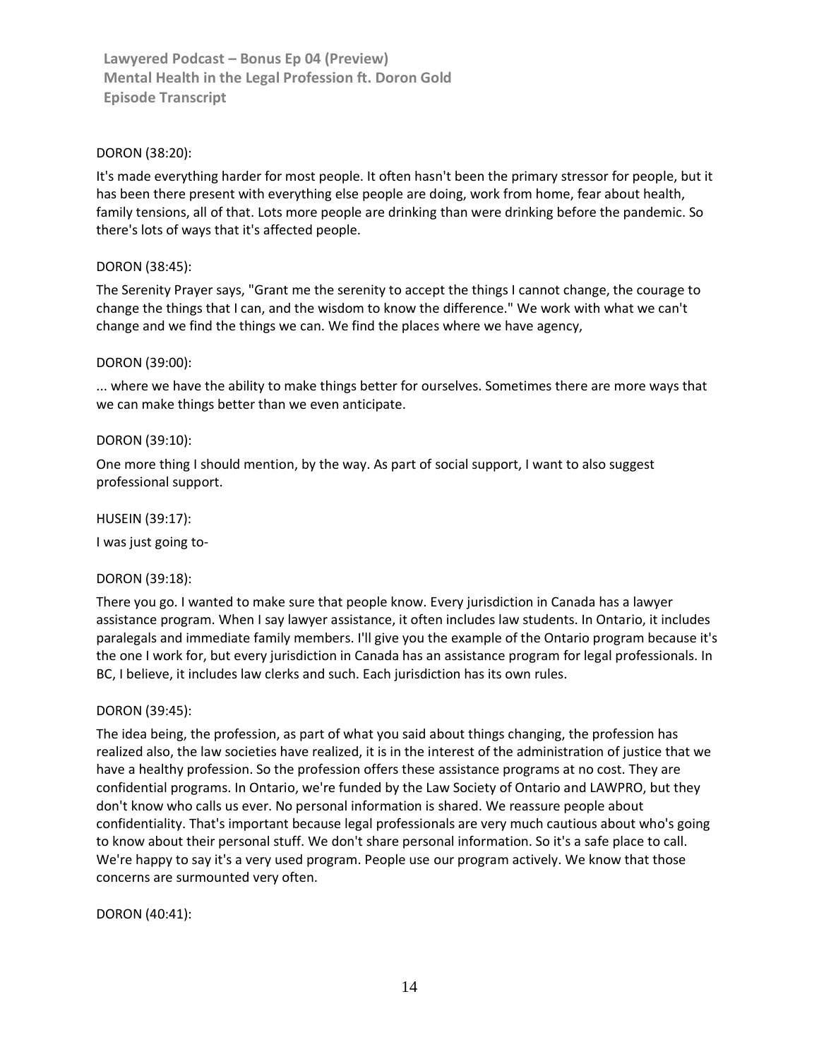DORON (38:20):

It's made everything harder for most people. It often hasn't been the primary stressor for people, but it has been there present with everything else people are doing, work from home, fear about health, family tensions, all of that. Lots more people are drinking than were drinking before the pandemic. So there's lots of ways that it's affected people.

DORON (38:45):

The Serenity Prayer says, "Grant me the serenity to accept the things I cannot change, the courage to change the things that I can, and the wisdom to know the difference." We work with what we can't change and we find the things we can. We find the places where we have agency,

DORON (39:00):

... where we have the ability to make things better for ourselves. Sometimes there are more ways that we can make things better than we even anticipate.

DORON (39:10):

One more thing I should mention, by the way. As part of social support, I want to also suggest professional support.

HUSEIN (39:17):

I was just going to-

DORON (39:18):

There you go. I wanted to make sure that people know. Every jurisdiction in Canada has a lawyer assistance program. When I say lawyer assistance, it often includes law students. In Ontario, it includes paralegals and immediate family members. I'll give you the example of the Ontario program because it's the one I work for, but every jurisdiction in Canada has an assistance program for legal professionals. In BC, I believe, it includes law clerks and such. Each jurisdiction has its own rules.

DORON (39:45):

The idea being, the profession, as part of what you said about things changing, the profession has realized also, the law societies have realized, it is in the interest of the administration of justice that we have a healthy profession. So the profession offers these assistance programs at no cost. They are confidential programs. In Ontario, we're funded by the Law Society of Ontario and LAWPRO, but they don't know who calls us ever. No personal information is shared. We reassure people about confidentiality. That's important because legal professionals are very much cautious about who's going to know about their personal stuff. We don't share personal information. So it's a safe place to call. We're happy to say it's a very used program. People use our program actively. We know that those concerns are surmounted very often.

DORON (40:41):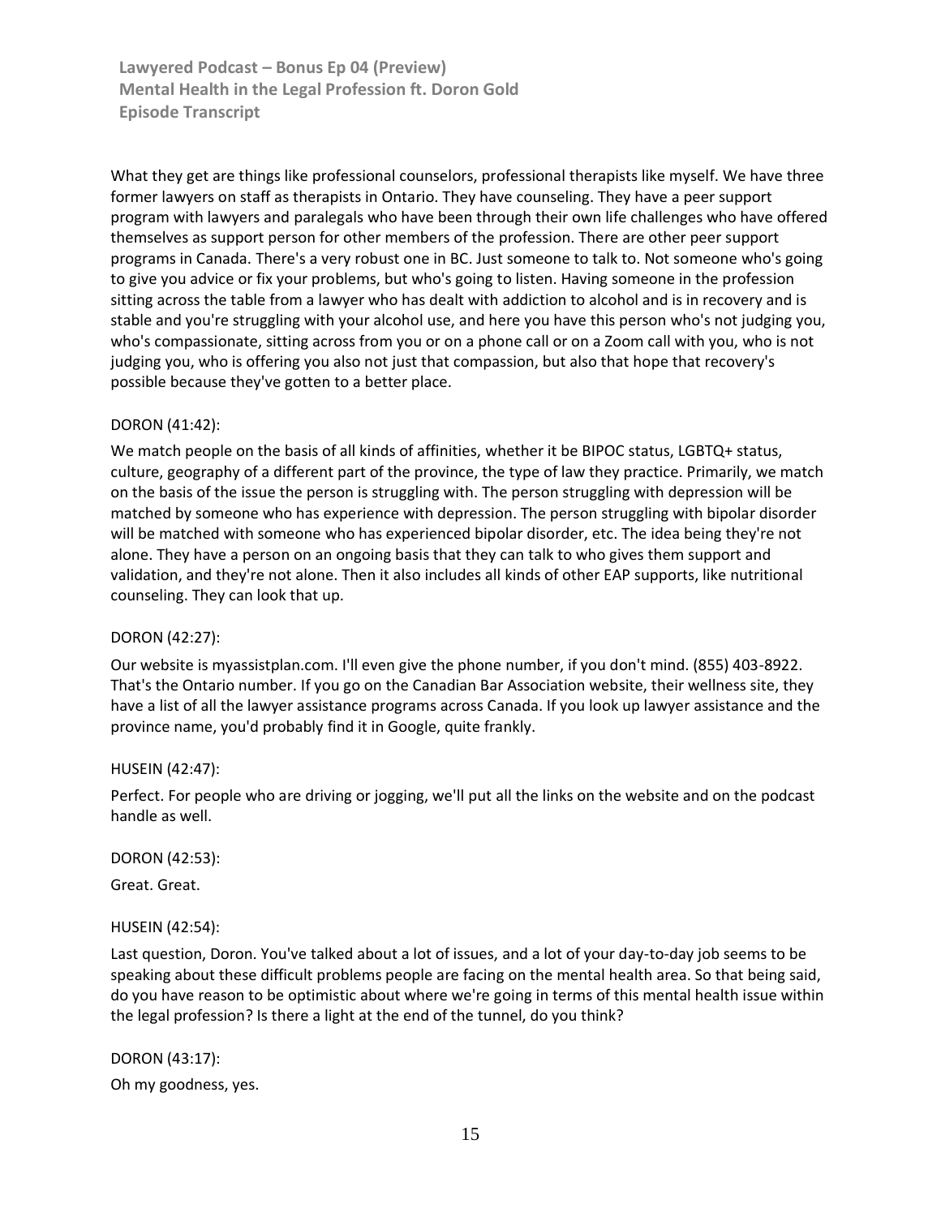What they get are things like professional counselors, professional therapists like myself. We have three former lawyers on staff as therapists in Ontario. They have counseling. They have a peer support program with lawyers and paralegals who have been through their own life challenges who have offered themselves as support person for other members of the profession. There are other peer support programs in Canada. There's a very robust one in BC. Just someone to talk to. Not someone who's going to give you advice or fix your problems, but who's going to listen. Having someone in the profession sitting across the table from a lawyer who has dealt with addiction to alcohol and is in recovery and is stable and you're struggling with your alcohol use, and here you have this person who's not judging you, who's compassionate, sitting across from you or on a phone call or on a Zoom call with you, who is not judging you, who is offering you also not just that compassion, but also that hope that recovery's possible because they've gotten to a better place.

DORON (41:42):

We match people on the basis of all kinds of affinities, whether it be BIPOC status, LGBTQ+ status, culture, geography of a different part of the province, the type of law they practice. Primarily, we match on the basis of the issue the person is struggling with. The person struggling with depression will be matched by someone who has experience with depression. The person struggling with bipolar disorder will be matched with someone who has experienced bipolar disorder, etc. The idea being they're not alone. They have a person on an ongoing basis that they can talk to who gives them support and validation, and they're not alone. Then it also includes all kinds of other EAP supports, like nutritional counseling. They can look that up.

DORON (42:27):

Our website is myassistplan.com. I'll even give the phone number, if you don't mind. (855) 403-8922. That's the Ontario number. If you go on the Canadian Bar Association website, their wellness site, they have a list of all the lawyer assistance programs across Canada. If you look up lawyer assistance and the province name, you'd probably find it in Google, quite frankly.

HUSEIN (42:47):

Perfect. For people who are driving or jogging, we'll put all the links on the website and on the podcast handle as well.

DORON (42:53):

Great. Great.

HUSEIN (42:54):

Last question, Doron. You've talked about a lot of issues, and a lot of your day-to-day job seems to be speaking about these difficult problems people are facing on the mental health area. So that being said, do you have reason to be optimistic about where we're going in terms of this mental health issue within the legal profession? Is there a light at the end of the tunnel, do you think?

DORON (43:17):

Oh my goodness, yes.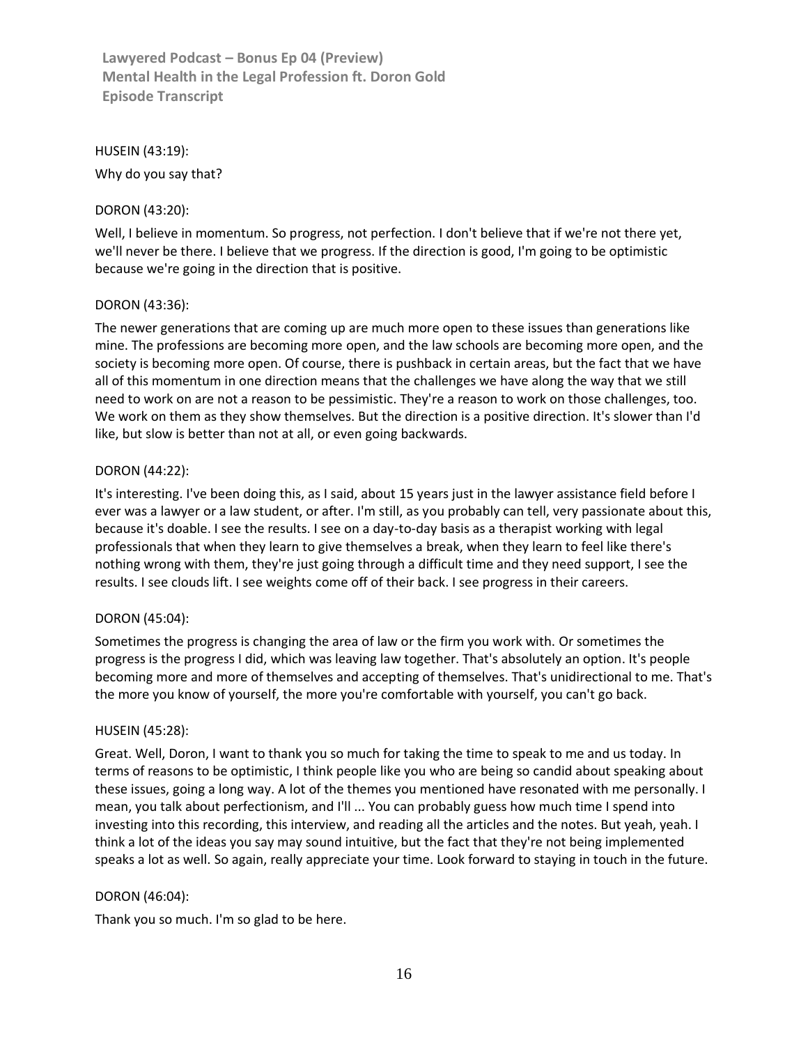HUSEIN (43:19):

Why do you say that?

DORON (43:20):

Well, I believe in momentum. So progress, not perfection. I don't believe that if we're not there yet, we'll never be there. I believe that we progress. If the direction is good, I'm going to be optimistic because we're going in the direction that is positive.

DORON (43:36):

The newer generations that are coming up are much more open to these issues than generations like mine. The professions are becoming more open, and the law schools are becoming more open, and the society is becoming more open. Of course, there is pushback in certain areas, but the fact that we have all of this momentum in one direction means that the challenges we have along the way that we still need to work on are not a reason to be pessimistic. They're a reason to work on those challenges, too. We work on them as they show themselves. But the direction is a positive direction. It's slower than I'd like, but slow is better than not at all, or even going backwards.

DORON (44:22):

It's interesting. I've been doing this, as I said, about 15 years just in the lawyer assistance field before I ever was a lawyer or a law student, or after. I'm still, as you probably can tell, very passionate about this, because it's doable. I see the results. I see on a day-to-day basis as a therapist working with legal professionals that when they learn to give themselves a break, when they learn to feel like there's nothing wrong with them, they're just going through a difficult time and they need support, I see the results. I see clouds lift. I see weights come off of their back. I see progress in their careers.

DORON (45:04):

Sometimes the progress is changing the area of law or the firm you work with. Or sometimes the progress is the progress I did, which was leaving law together. That's absolutely an option. It's people becoming more and more of themselves and accepting of themselves. That's unidirectional to me. That's the more you know of yourself, the more you're comfortable with yourself, you can't go back.

HUSEIN (45:28):

Great. Well, Doron, I want to thank you so much for taking the time to speak to me and us today. In terms of reasons to be optimistic, I think people like you who are being so candid about speaking about these issues, going a long way. A lot of the themes you mentioned have resonated with me personally. I mean, you talk about perfectionism, and I'll ... You can probably guess how much time I spend into investing into this recording, this interview, and reading all the articles and the notes. But yeah, yeah. I think a lot of the ideas you say may sound intuitive, but the fact that they're not being implemented speaks a lot as well. So again, really appreciate your time. Look forward to staying in touch in the future.

DORON (46:04):

Thank you so much. I'm so glad to be here.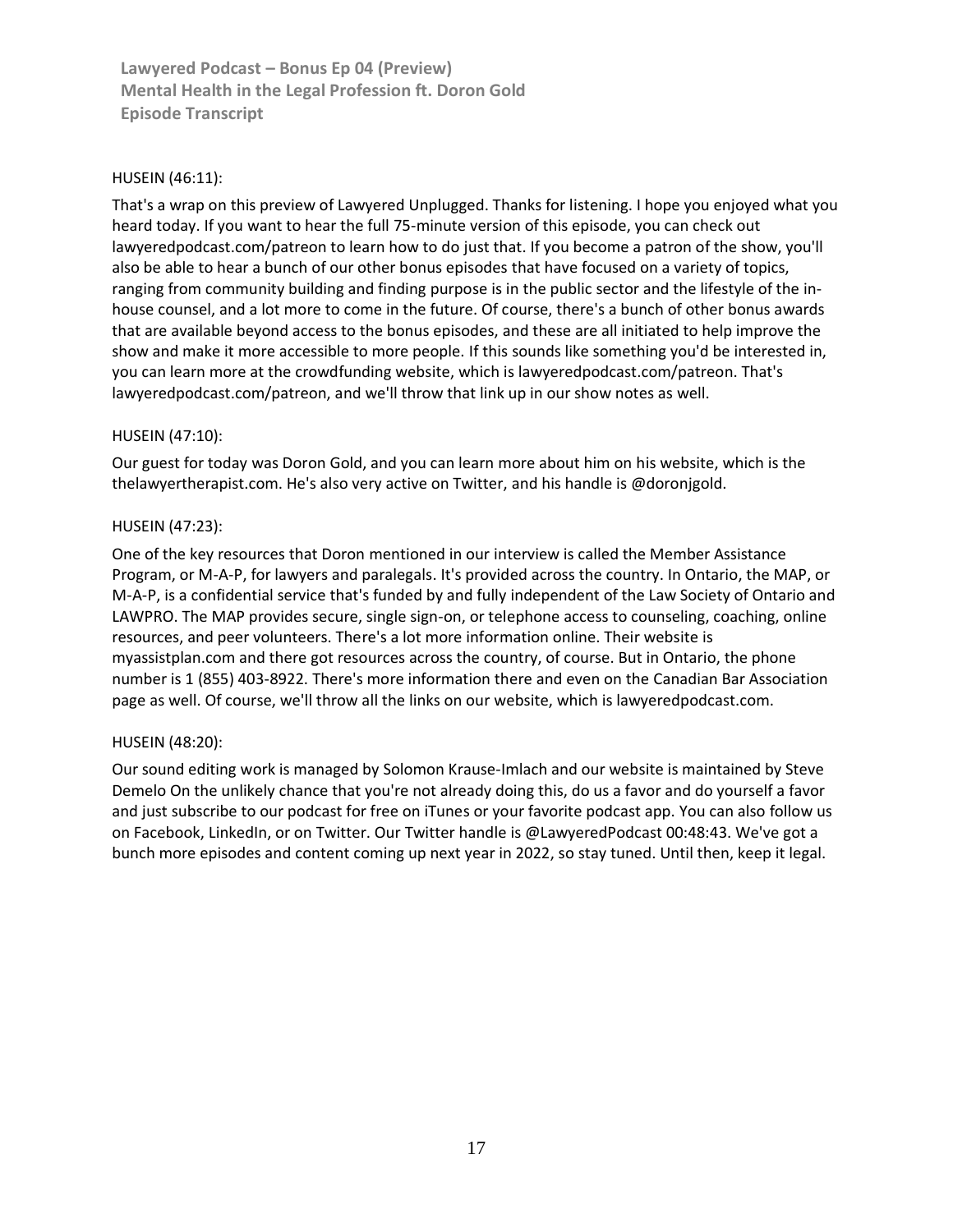HUSEIN (46:11):

That's a wrap on this preview of Lawyered Unplugged. Thanks for listening. I hope you enjoyed what you heard today. If you want to hear the full 75-minute version of this episode, you can check out lawyeredpodcast.com/patreon to learn how to do just that. If you become a patron of the show, you'll also be able to hear a bunch of our other bonus episodes that have focused on a variety of topics, ranging from community building and finding purpose is in the public sector and the lifestyle of the in-house counsel, and a lot more to come in the future. Of course, there's a bunch of other bonus awards that are available beyond access to the bonus episodes, and these are all initiated to help improve the show and make it more accessible to more people. If this sounds like something you'd be interested in, you can learn more at the crowdfunding website, which is lawyeredpodcast.com/patreon. That's lawyeredpodcast.com/patreon, and we'll throw that link up in our show notes as well.

HUSEIN (47:10):

Our guest for today was Doron Gold, and you can learn more about him on his website, which is the thelawyertherapist.com. He's also very active on Twitter, and his handle is @doronjgold.

HUSEIN (47:23):

One of the key resources that Doron mentioned in our interview is called the Member Assistance Program, or M-A-P, for lawyers and paralegals. It's provided across the country. In Ontario, the MAP, or M-A-P, is a confidential service that's funded by and fully independent of the Law Society of Ontario and LAWPRO. The MAP provides secure, single sign-on, or telephone access to counseling, coaching, online resources, and peer volunteers. There's a lot more information online. Their website is myassistplan.com and there got resources across the country, of course. But in Ontario, the phone number is 1 (855) 403-8922. There's more information there and even on the Canadian Bar Association page as well. Of course, we'll throw all the links on our website, which is lawyeredpodcast.com.

HUSEIN (48:20):

Our sound editing work is managed by Solomon Krause-Imlach and our website is maintained by Steve Demelo On the unlikely chance that you're not already doing this, do us a favor and do yourself a favor and just subscribe to our podcast for free on iTunes or your favorite podcast app. You can also follow us on Facebook, LinkedIn, or on Twitter. Our Twitter handle is @LawyeredPodcast 00:48:43. We've got a bunch more episodes and content coming up next year in 2022, so stay tuned. Until then, keep it legal.